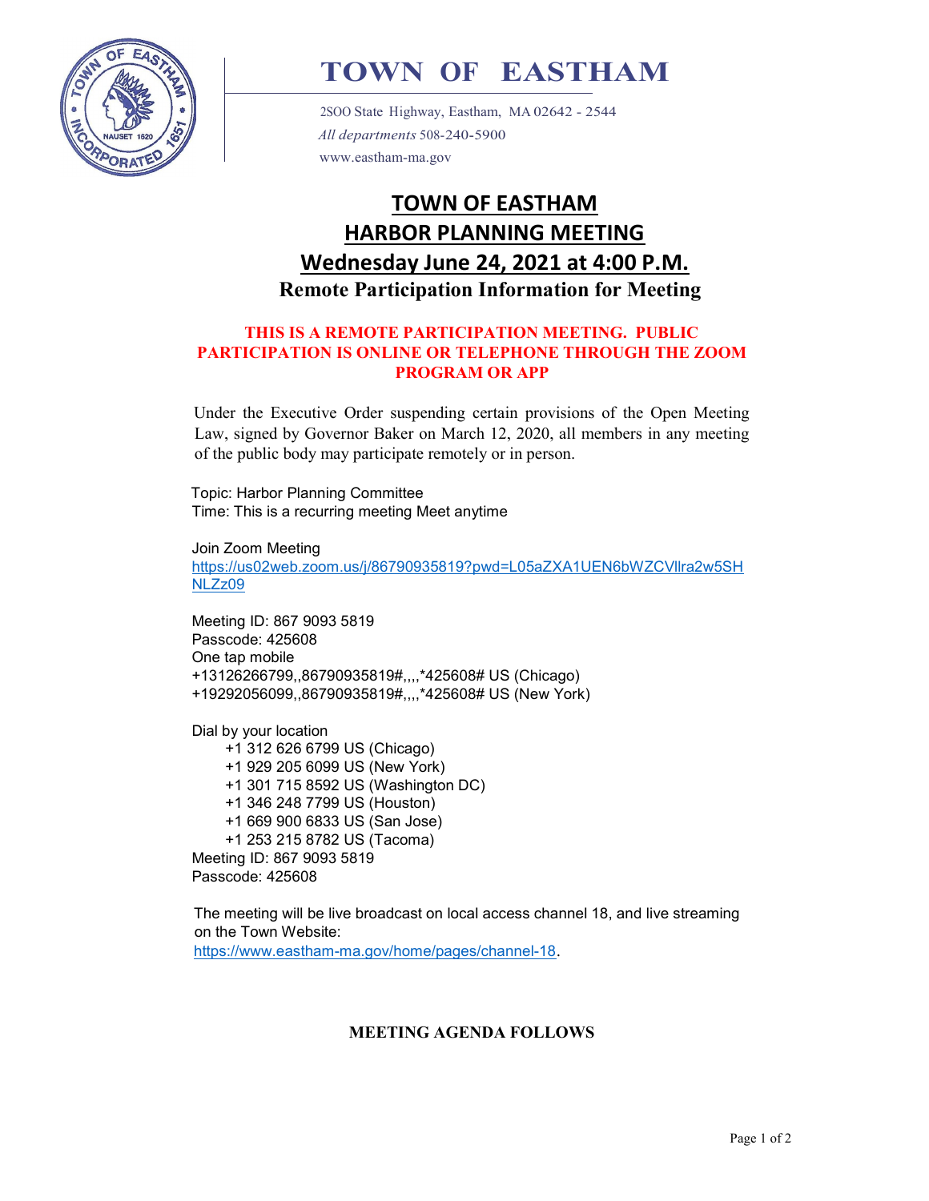# TOWN OF EASTHAM

2SOO State Highway, Eastham, MA 02642 - 2544
*All departments* 508-240-5900
www.eastham-ma.gov

## TOWN OF EASTHAM
## HARBOR PLANNING MEETING
## Wednesday June 24, 2021 at 4:00 P.M.
### Remote Participation Information for Meeting

**THIS IS A REMOTE PARTICIPATION MEETING. PUBLIC PARTICIPATION IS ONLINE OR TELEPHONE THROUGH THE ZOOM PROGRAM OR APP**

Under the Executive Order suspending certain provisions of the Open Meeting Law, signed by Governor Baker on March 12, 2020, all members in any meeting of the public body may participate remotely or in person.

Topic: Harbor Planning Committee
Time: This is a recurring meeting Meet anytime

Join Zoom Meeting
https://us02web.zoom.us/j/86790935819?pwd=L05aZXA1UEN6bWZCVllra2w5SHNLZz09

Meeting ID: 867 9093 5819
Passcode: 425608
One tap mobile
+13126266799,,86790935819#,,,,*425608# US (Chicago)
+19292056099,,86790935819#,,,,*425608# US (New York)

Dial by your location
- +1 312 626 6799 US (Chicago)
- +1 929 205 6099 US (New York)
- +1 301 715 8592 US (Washington DC)
- +1 346 248 7799 US (Houston)
- +1 669 900 6833 US (San Jose)
- +1 253 215 8782 US (Tacoma)

Meeting ID: 867 9093 5819
Passcode: 425608

The meeting will be live broadcast on local access channel 18, and live streaming on the Town Website: https://www.eastham-ma.gov/home/pages/channel-18.

**MEETING AGENDA FOLLOWS**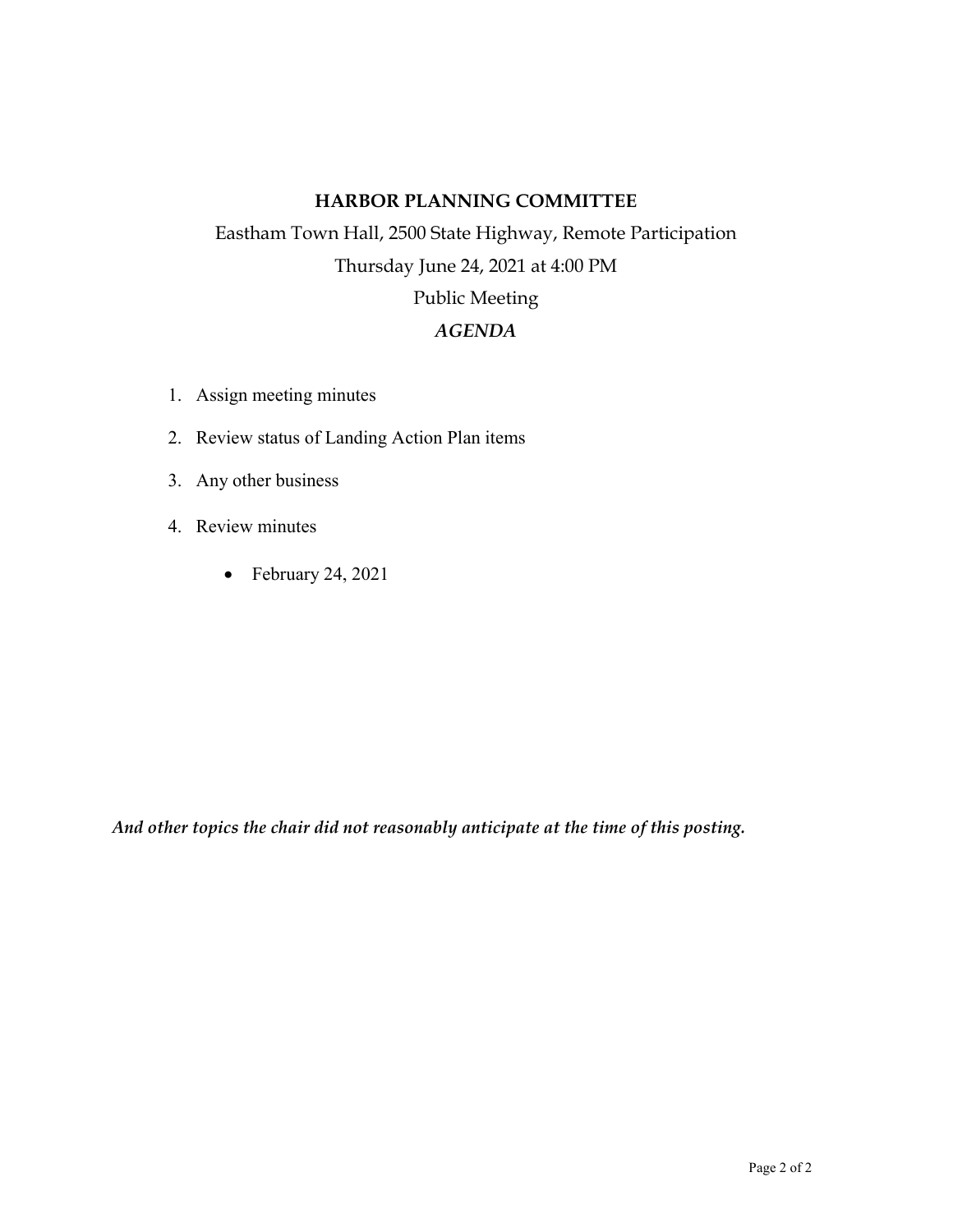# HARBOR PLANNING COMMITTEE

Eastham Town Hall, 2500 State Highway, Remote Participation

Thursday June 24, 2021 at 4:00 PM

Public Meeting

***AGENDA***

1. Assign meeting minutes
2. Review status of Landing Action Plan items
3. Any other business
4. Review minutes
   - February 24, 2021

***And other topics the chair did not reasonably anticipate at the time of this posting.***